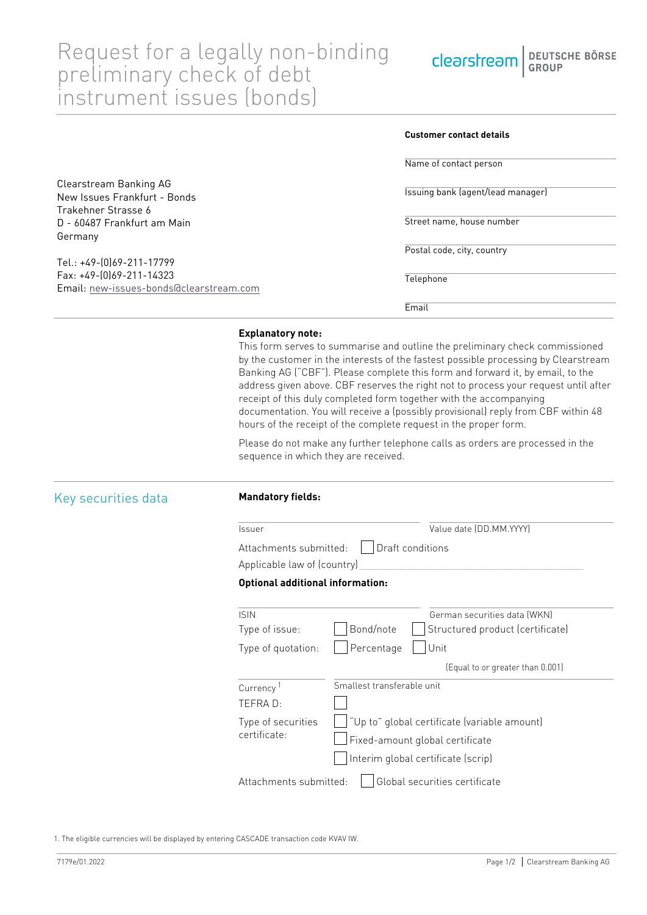# Request for a legally non-binding preliminary check of debt instrument issues (bonds)

clearstream | DEUTSCHE BÖRSE GROUP

Clearstream Banking AG
New Issues Frankfurt - Bonds
Trakehner Strasse 6
D - 60487 Frankfurt am Main
Germany

Tel.: +49-(0)69-211-17799
Fax: +49-(0)69-211-14323
Email: new-issues-bonds@clearstream.com

**Customer contact details**

Name of contact person

Issuing bank (agent/lead manager)

Street name, house number

Postal code, city, country

Telephone

Email

**Explanatory note:**
This form serves to summarise and outline the preliminary check commissioned by the customer in the interests of the fastest possible processing by Clearstream Banking AG ("CBF"). Please complete this form and forward it, by email, to the address given above. CBF reserves the right not to process your request until after receipt of this duly completed form together with the accompanying documentation. You will receive a (possibly provisional) reply from CBF within 48 hours of the receipt of the complete request in the proper form.

Please do not make any further telephone calls as orders are processed in the sequence in which they are received.

## Key securities data

**Mandatory fields:**

Issuer

Value date (DD.MM.YYYY)

Attachments submitted: ☐ Draft conditions

Applicable law of (country)

**Optional additional information:**

ISIN

German securities data (WKN)

Type of issue: ☐ Bond/note ☐ Structured product (certificate)

Type of quotation: ☐ Percentage ☐ Unit

(Equal to or greater than 0.001)

Currency [1]

Smallest transferable unit

TEFRA D: ☐

Type of securities certificate:
☐ "Up to" global certificate (variable amount)
☐ Fixed-amount global certificate
☐ Interim global certificate (scrip)

Attachments submitted: ☐ Global securities certificate

1. The eligible currencies will be displayed by entering CASCADE transaction code KVAV IW.

7179e/01.2022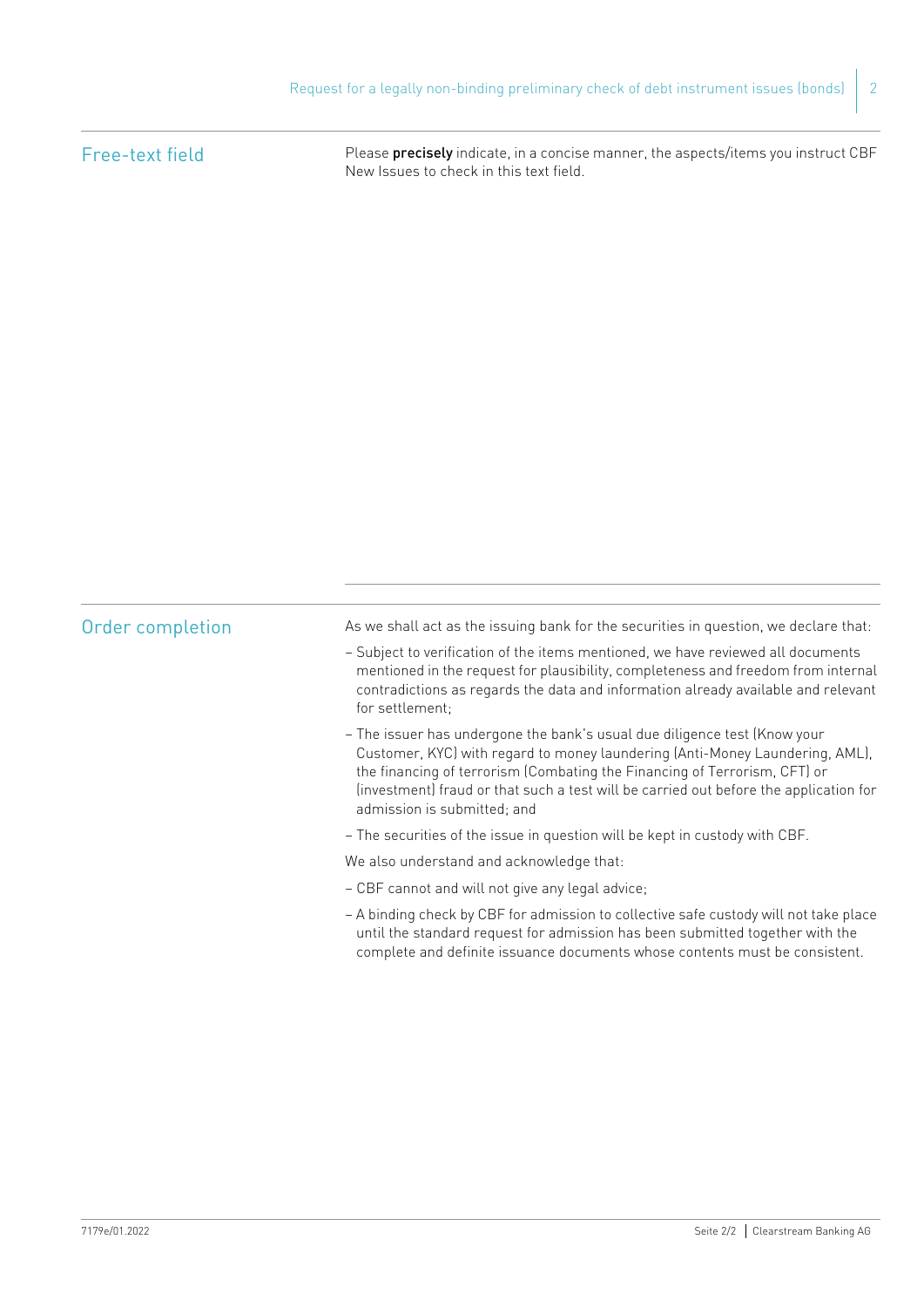## Free-text field

Please **precisely** indicate, in a concise manner, the aspects/items you instruct CBF New Issues to check in this text field.

## Order completion

As we shall act as the issuing bank for the securities in question, we declare that:

- Subject to verification of the items mentioned, we have reviewed all documents mentioned in the request for plausibility, completeness and freedom from internal contradictions as regards the data and information already available and relevant for settlement;
- The issuer has undergone the bank's usual due diligence test (Know your Customer, KYC) with regard to money laundering (Anti-Money Laundering, AML), the financing of terrorism (Combating the Financing of Terrorism, CFT) or (investment) fraud or that such a test will be carried out before the application for admission is submitted; and
- The securities of the issue in question will be kept in custody with CBF.

We also understand and acknowledge that:

- CBF cannot and will not give any legal advice;
- A binding check by CBF for admission to collective safe custody will not take place until the standard request for admission has been submitted together with the complete and definite issuance documents whose contents must be consistent.

7179e/01.2022